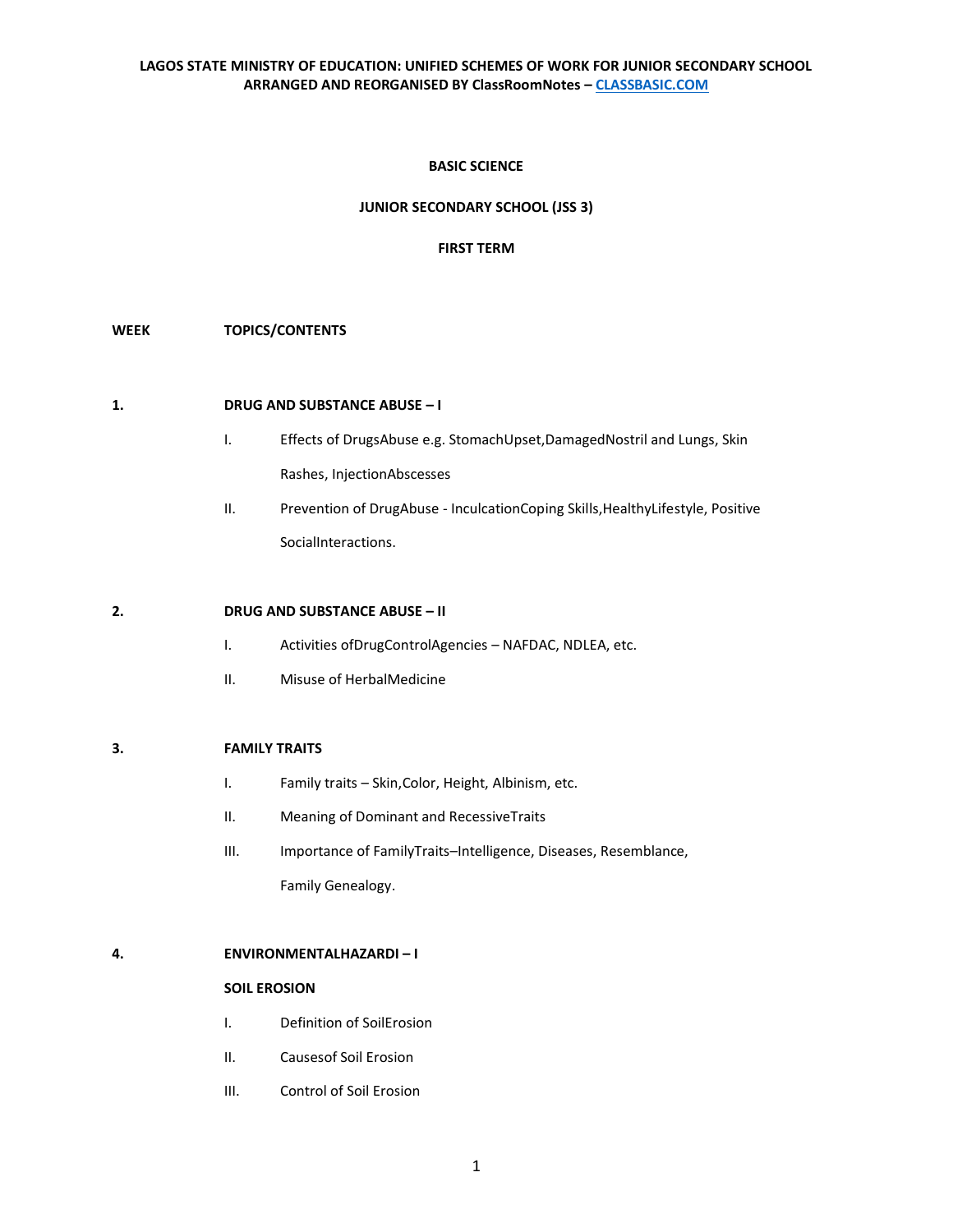LAGOS STATE MINISTRY OF EDUCATION: UNIFIED SCHEMES OF WORK FOR JUNIOR SECONDARY SCHOOL
ARRANGED AND REORGANISED BY ClassRoomNotes – CLASSBASIC.COM

# BASIC SCIENCE

## JUNIOR SECONDARY SCHOOL (JSS 3)

## FIRST TERM

**WEEK** **TOPICS/CONTENTS**

**1.** **DRUG AND SUBSTANCE ABUSE – I**

I. Effects of DrugsAbuse e.g. StomachUpset,DamagedNostril and Lungs, Skin Rashes, InjectionAbscesses

II. Prevention of DrugAbuse - InculcationCoping Skills,HealthyLifestyle, Positive SocialInteractions.

**2.** **DRUG AND SUBSTANCE ABUSE – II**

I. Activities ofDrugControlAgencies – NAFDAC, NDLEA, etc.

II. Misuse of HerbalMedicine

**3.** **FAMILY TRAITS**

I. Family traits – Skin,Color, Height, Albinism, etc.

II. Meaning of Dominant and RecessiveTraits

III. Importance of FamilyTraits–Intelligence, Diseases, Resemblance, Family Genealogy.

**4.** **ENVIRONMENTALHAZARDI – I**

**SOIL EROSION**

I. Definition of SoilErosion

II. Causesof Soil Erosion

III. Control of Soil Erosion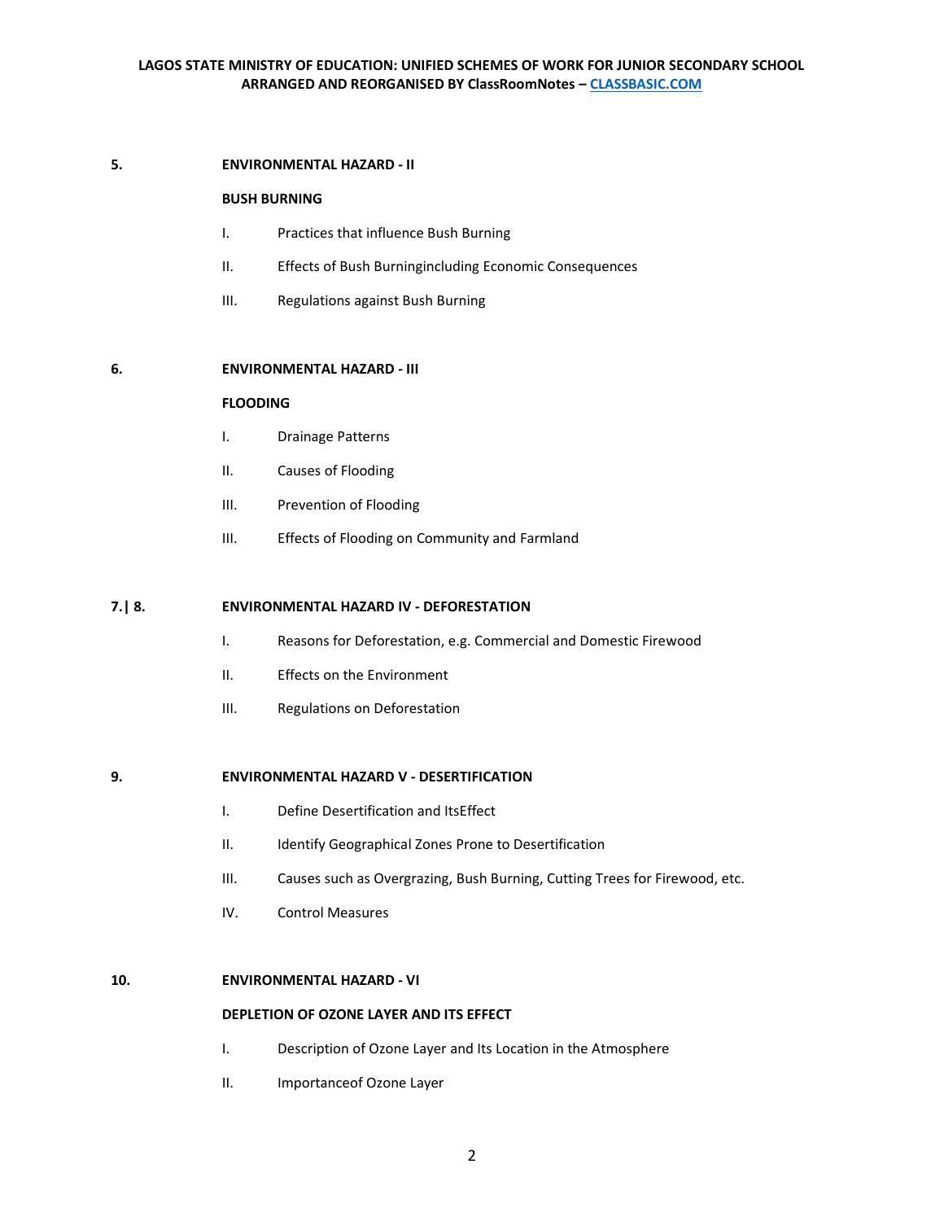**5. ENVIRONMENTAL HAZARD - II**

**BUSH BURNING**

I. Practices that influence Bush Burning

II. Effects of Bush Burningincluding Economic Consequences

III. Regulations against Bush Burning

**6. ENVIRONMENTAL HAZARD - III**

**FLOODING**

I. Drainage Patterns

II. Causes of Flooding

III. Prevention of Flooding

III. Effects of Flooding on Community and Farmland

**7.| 8. ENVIRONMENTAL HAZARD IV - DEFORESTATION**

I. Reasons for Deforestation, e.g. Commercial and Domestic Firewood

II. Effects on the Environment

III. Regulations on Deforestation

**9. ENVIRONMENTAL HAZARD V - DESERTIFICATION**

I. Define Desertification and ItsEffect

II. Identify Geographical Zones Prone to Desertification

III. Causes such as Overgrazing, Bush Burning, Cutting Trees for Firewood, etc.

IV. Control Measures

**10. ENVIRONMENTAL HAZARD - VI**

**DEPLETION OF OZONE LAYER AND ITS EFFECT**

I. Description of Ozone Layer and Its Location in the Atmosphere

II. Importanceof Ozone Layer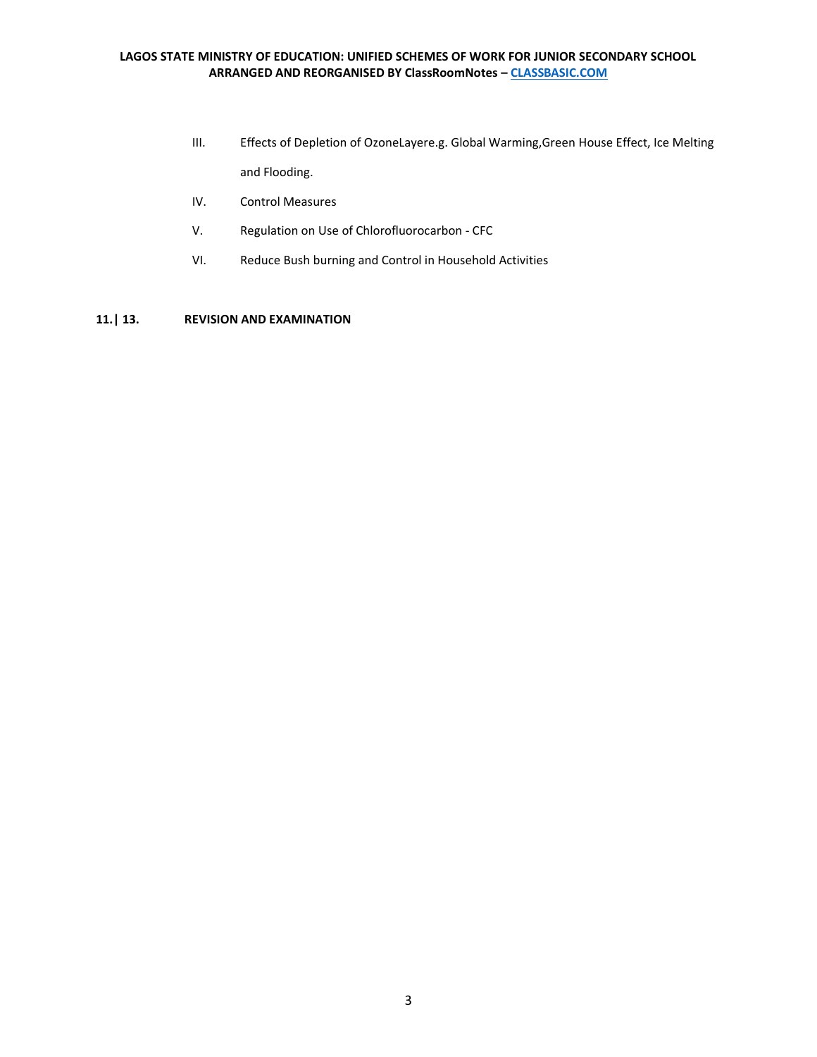III. Effects of Depletion of OzoneLayere.g. Global Warming,Green House Effect, Ice Melting and Flooding.

IV. Control Measures

V. Regulation on Use of Chlorofluorocarbon - CFC

VI. Reduce Bush burning and Control in Household Activities

**11.| 13. REVISION AND EXAMINATION**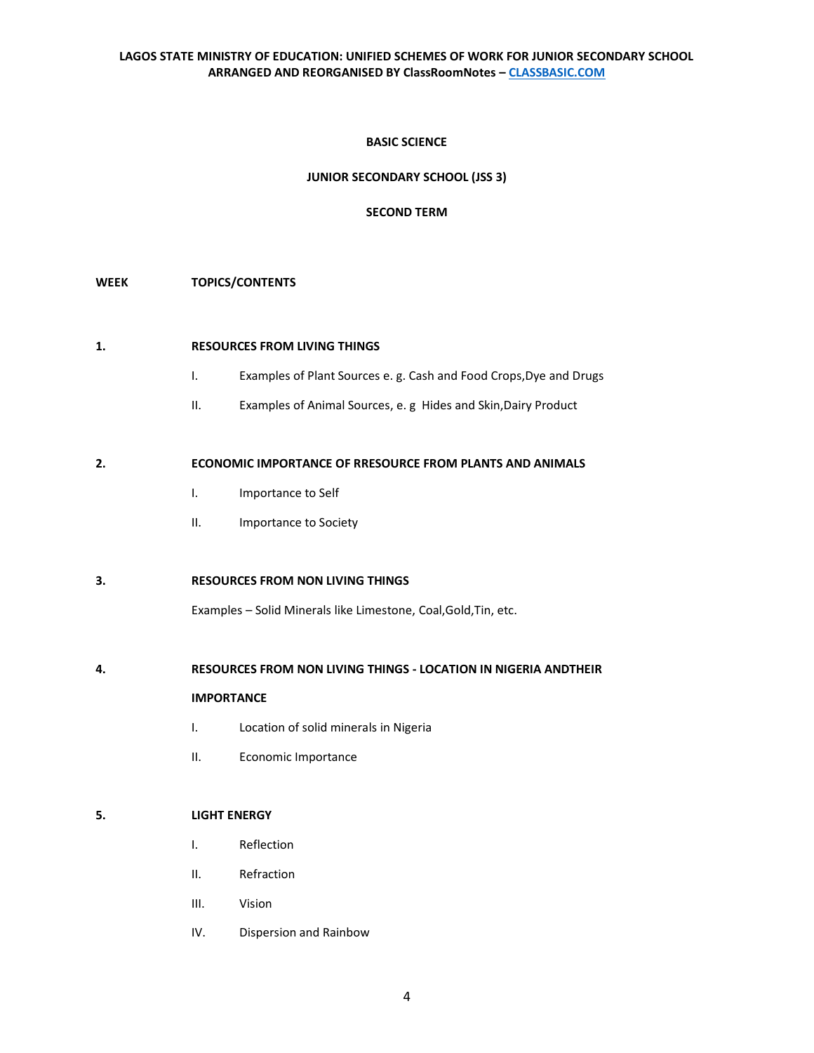**LAGOS STATE MINISTRY OF EDUCATION: UNIFIED SCHEMES OF WORK FOR JUNIOR SECONDARY SCHOOL**
**ARRANGED AND REORGANISED BY ClassRoomNotes – CLASSBASIC.COM**

## BASIC SCIENCE

## JUNIOR SECONDARY SCHOOL (JSS 3)

## SECOND TERM

**WEEK** **TOPICS/CONTENTS**

**1.** **RESOURCES FROM LIVING THINGS**

- I. Examples of Plant Sources e. g. Cash and Food Crops,Dye and Drugs
- II. Examples of Animal Sources, e. g Hides and Skin,Dairy Product

**2.** **ECONOMIC IMPORTANCE OF RRESOURCE FROM PLANTS AND ANIMALS**

- I. Importance to Self
- II. Importance to Society

**3.** **RESOURCES FROM NON LIVING THINGS**

Examples – Solid Minerals like Limestone, Coal,Gold,Tin, etc.

**4.** **RESOURCES FROM NON LIVING THINGS - LOCATION IN NIGERIA ANDTHEIR IMPORTANCE**

- I. Location of solid minerals in Nigeria
- II. Economic Importance

**5.** **LIGHT ENERGY**

- I. Reflection
- II. Refraction
- III. Vision
- IV. Dispersion and Rainbow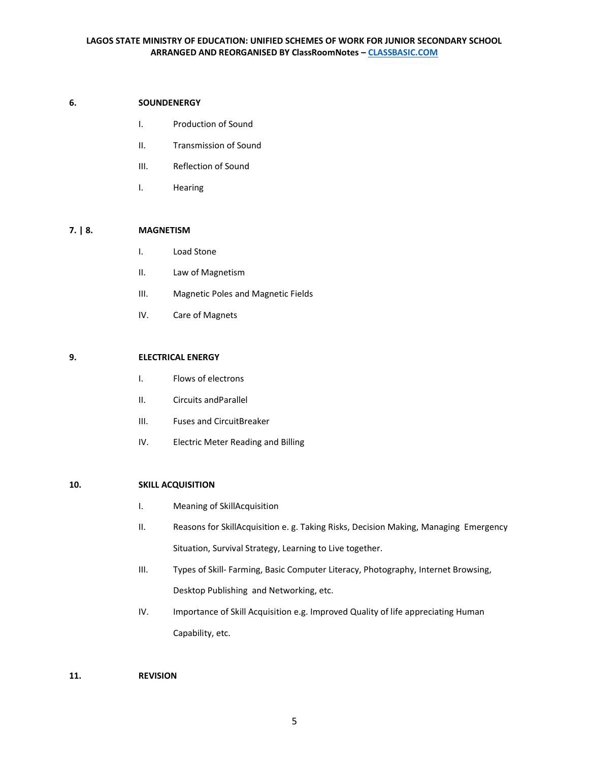**6.** **SOUNDENERGY**

- I. Production of Sound
- II. Transmission of Sound
- III. Reflection of Sound
- I. Hearing

**7. | 8.** **MAGNETISM**

- I. Load Stone
- II. Law of Magnetism
- III. Magnetic Poles and Magnetic Fields
- IV. Care of Magnets

**9.** **ELECTRICAL ENERGY**

- I. Flows of electrons
- II. Circuits andParallel
- III. Fuses and CircuitBreaker
- IV. Electric Meter Reading and Billing

**10.** **SKILL ACQUISITION**

- I. Meaning of SkillAcquisition
- II. Reasons for SkillAcquisition e. g. Taking Risks, Decision Making, Managing Emergency Situation, Survival Strategy, Learning to Live together.
- III. Types of Skill- Farming, Basic Computer Literacy, Photography, Internet Browsing, Desktop Publishing and Networking, etc.
- IV. Importance of Skill Acquisition e.g. Improved Quality of life appreciating Human Capability, etc.

**11.** **REVISION**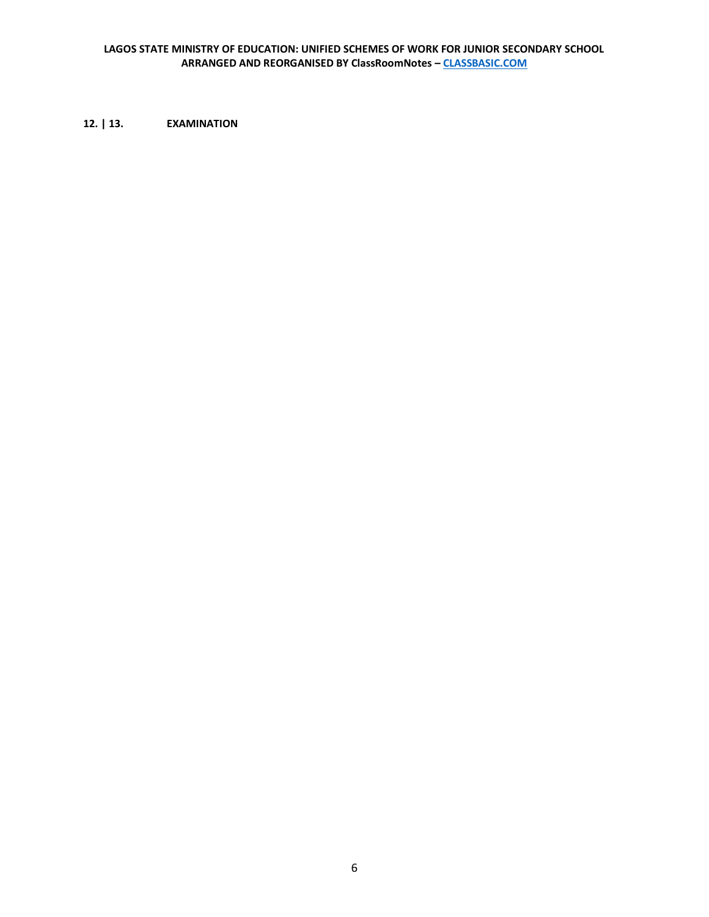**12. | 13. EXAMINATION**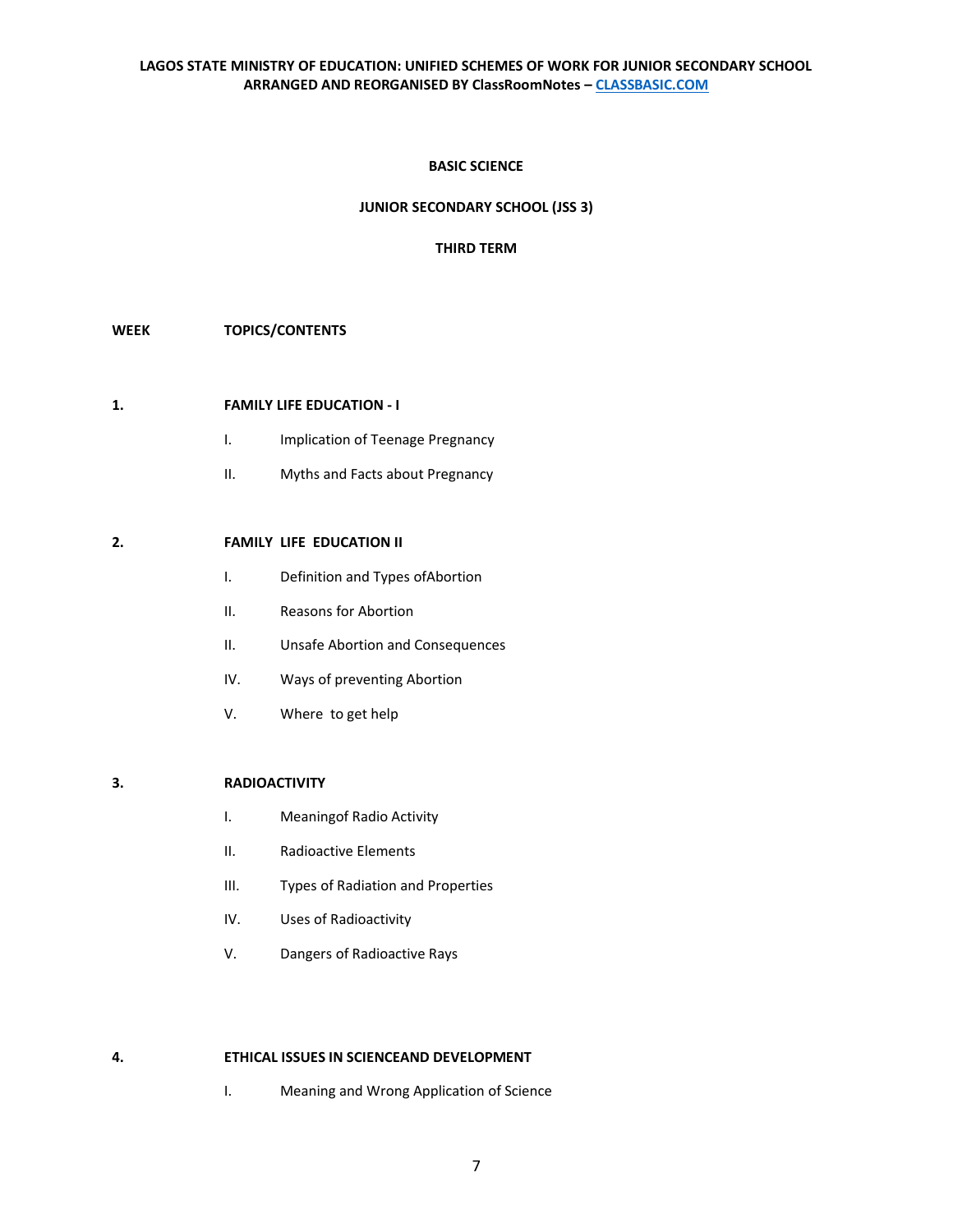**BASIC SCIENCE**

**JUNIOR SECONDARY SCHOOL (JSS 3)**

**THIRD TERM**

**WEEK** **TOPICS/CONTENTS**

**1.** **FAMILY LIFE EDUCATION - I**

I. Implication of Teenage Pregnancy

II. Myths and Facts about Pregnancy

**2.** **FAMILY LIFE EDUCATION II**

I. Definition and Types ofAbortion

II. Reasons for Abortion

II. Unsafe Abortion and Consequences

IV. Ways of preventing Abortion

V. Where to get help

**3.** **RADIOACTIVITY**

I. Meaningof Radio Activity

II. Radioactive Elements

III. Types of Radiation and Properties

IV. Uses of Radioactivity

V. Dangers of Radioactive Rays

**4.** **ETHICAL ISSUES IN SCIENCEAND DEVELOPMENT**

I. Meaning and Wrong Application of Science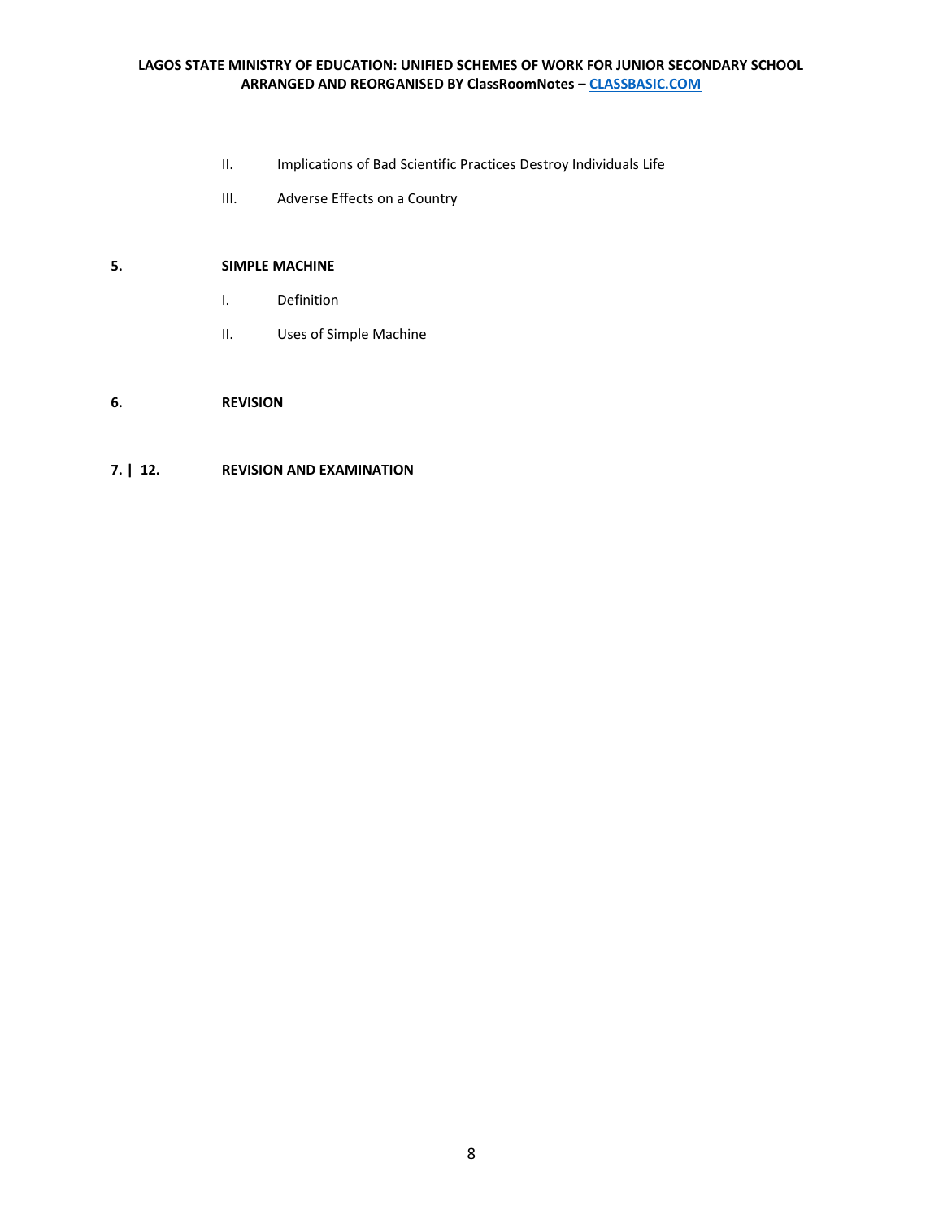II. Implications of Bad Scientific Practices Destroy Individuals Life

III. Adverse Effects on a Country

**5. SIMPLE MACHINE**

I. Definition

II. Uses of Simple Machine

**6. REVISION**

**7. | 12. REVISION AND EXAMINATION**